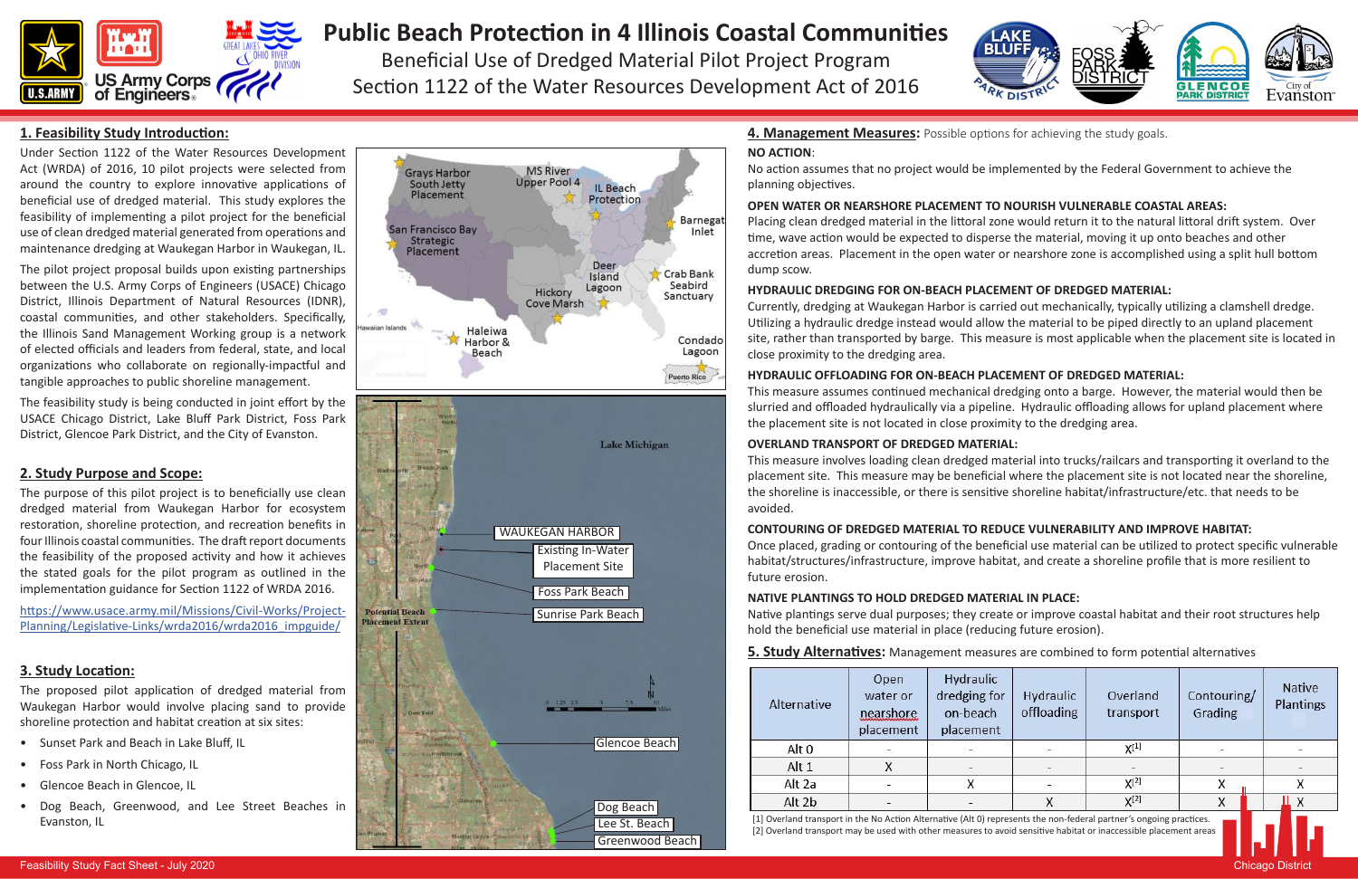# Public Beach Protection in 4 Illinois Coastal Communities

Beneficial Use of Dredged Material Pilot Project Program

Section 1122 of the Water Resources Development Act of 2016

## 1. Feasibility Study Introduction:

Under Section 1122 of the Water Resources Development Act (WRDA) of 2016, 10 pilot projects were selected from around the country to explore innovative applications of beneficial use of dredged material. This study explores the feasibility of implementing a pilot project for the beneficial use of clean dredged material generated from operations and maintenance dredging at Waukegan Harbor in Waukegan, IL.

The pilot project proposal builds upon existing partnerships between the U.S. Army Corps of Engineers (USACE) Chicago District, Illinois Department of Natural Resources (IDNR), coastal communities, and other stakeholders. Specifically, the Illinois Sand Management Working group is a network of elected officials and leaders from federal, state, and local organizations who collaborate on regionally-impactful and tangible approaches to public shoreline management.

The feasibility study is being conducted in joint effort by the USACE Chicago District, Lake Bluff Park District, Foss Park District, Glencoe Park District, and the City of Evanston.

## 2. Study Purpose and Scope:

The purpose of this pilot project is to beneficially use clean dredged material from Waukegan Harbor for ecosystem restoration, shoreline protection, and recreation benefits in four Illinois coastal communities. The draft report documents the feasibility of the proposed activity and how it achieves the stated goals for the pilot program as outlined in the implementation guidance for Section 1122 of WRDA 2016.

https://www.usace.army.mil/Missions/Civil-Works/Project-Planning/Legislative-Links/wrda2016/wrda2016_impguide/

## 3. Study Location:

The proposed pilot application of dredged material from Waukegan Harbor would involve placing sand to provide shoreline protection and habitat creation at six sites:

- Sunset Park and Beach in Lake Bluff, IL
- Foss Park in North Chicago, IL
- Glencoe Beach in Glencoe, IL
- Dog Beach, Greenwood, and Lee Street Beaches in Evanston, IL

## 4. Management Measures:

Possible options for achieving the study goals.

**NO ACTION**:

No action assumes that no project would be implemented by the Federal Government to achieve the planning objectives.

**OPEN WATER OR NEARSHORE PLACEMENT TO NOURISH VULNERABLE COASTAL AREAS:**

Placing clean dredged material in the littoral zone would return it to the natural littoral drift system. Over time, wave action would be expected to disperse the material, moving it up onto beaches and other accretion areas. Placement in the open water or nearshore zone is accomplished using a split hull bottom dump scow.

**HYDRAULIC DREDGING FOR ON-BEACH PLACEMENT OF DREDGED MATERIAL:**

Currently, dredging at Waukegan Harbor is carried out mechanically, typically utilizing a clamshell dredge. Utilizing a hydraulic dredge instead would allow the material to be piped directly to an upland placement site, rather than transported by barge. This measure is most applicable when the placement site is located in close proximity to the dredging area.

**HYDRAULIC OFFLOADING FOR ON-BEACH PLACEMENT OF DREDGED MATERIAL:**

This measure assumes continued mechanical dredging onto a barge. However, the material would then be slurried and offloaded hydraulically via a pipeline. Hydraulic offloading allows for upland placement where the placement site is not located in close proximity to the dredging area.

**OVERLAND TRANSPORT OF DREDGED MATERIAL:**

This measure involves loading clean dredged material into trucks/railcars and transporting it overland to the placement site. This measure may be beneficial where the placement site is not located near the shoreline, the shoreline is inaccessible, or there is sensitive shoreline habitat/infrastructure/etc. that needs to be avoided.

**CONTOURING OF DREDGED MATERIAL TO REDUCE VULNERABILITY AND IMPROVE HABITAT:**

Once placed, grading or contouring of the beneficial use material can be utilized to protect specific vulnerable habitat/structures/infrastructure, improve habitat, and create a shoreline profile that is more resilient to future erosion.

**NATIVE PLANTINGS TO HOLD DREDGED MATERIAL IN PLACE:**

Native plantings serve dual purposes; they create or improve coastal habitat and their root structures help hold the beneficial use material in place (reducing future erosion).

## 5. Study Alternatives:

Management measures are combined to form potential alternatives

| Alternative | Open water or nearshore placement | Hydraulic dredging for on-beach placement | Hydraulic offloading | Overland transport | Contouring/ Grading | Native Plantings |
|---|---|---|---|---|---|---|
| Alt 0 | - | - | - | X[1] | - | - |
| Alt 1 | X | - | - | - | - | - |
| Alt 2a | - | X | - | X[2] | X | X |
| Alt 2b | - | - | X | X[2] | X | X |

[1] Overland transport in the No Action Alternative (Alt 0) represents the non-federal partner's ongoing practices.
[2] Overland transport may be used with other measures to avoid sensitive habitat or inaccessible placement areas

Feasibility Study Fact Sheet - July 2020

Chicago District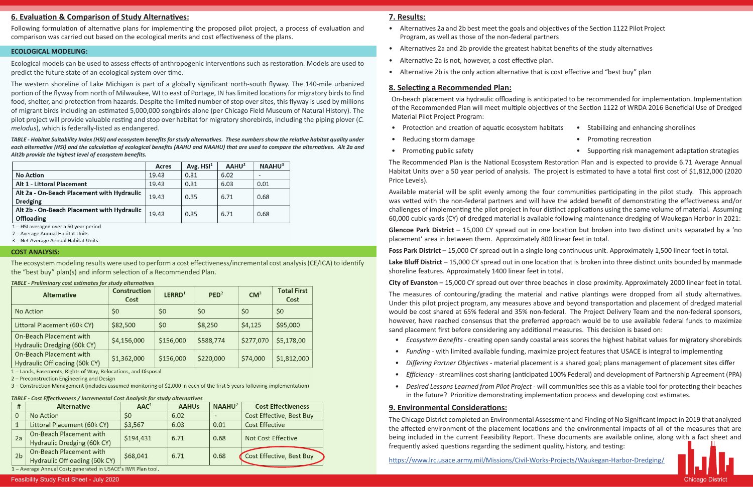## 6. Evaluation & Comparison of Study Alternatives:

Following formulation of alternative plans for implementing the proposed pilot project, a process of evaluation and comparison was carried out based on the ecological merits and cost effectiveness of the plans.

### ECOLOGICAL MODELING:

Ecological models can be used to assess effects of anthropogenic interventions such as restoration. Models are used to predict the future state of an ecological system over time.

The western shoreline of Lake Michigan is part of a globally significant north-south flyway. The 140-mile urbanized portion of the flyway from north of Milwaukee, WI to east of Portage, IN has limited locations for migratory birds to find food, shelter, and protection from hazards. Despite the limited number of stop over sites, this flyway is used by millions of migrant birds including an estimated 5,000,000 songbirds alone (per Chicago Field Museum of Natural History). The pilot project will provide valuable resting and stop over habitat for migratory shorebirds, including the piping plover (*C. melodus*), which is federally-listed as endangered.

***TABLE - Habitat Suitability Index (HSI) and ecosystem benefits for study alternatives. These numbers show the relative habitat quality under each alternative (HSI) and the calculation of ecological benefits (AAHU and NAAHU) that are used to compare the alternatives. Alt 2a and Alt2b provide the highest level of ecosystem benefits.***

| | Acres | Avg. HSI[1] | AAHU[2] | NAAHU[3] |
|---|---|---|---|---|
| No Action | 19.43 | 0.31 | 6.02 | - |
| Alt 1 - Littoral Placement | 19.43 | 0.31 | 6.03 | 0.01 |
| Alt 2a - On-Beach Placement with Hydraulic Dredging | 19.43 | 0.35 | 6.71 | 0.68 |
| Alt 2b - On-Beach Placement with Hydraulic Offloading | 19.43 | 0.35 | 6.71 | 0.68 |

1 – HSI averaged over a 50 year period
2 – Average Annual Habitat Units
3 – Net Average Annual Habitat Units

### COST ANALYSIS:

The ecosystem modeling results were used to perform a cost effectiveness/incremental cost analysis (CE/ICA) to identify the "best buy" plan(s) and inform selection of a Recommended Plan.

***TABLE - Preliminary cost estimates for study alternatives***

| Alternative | Construction Cost | LERRD[1] | PED[2] | CM[3] | Total First Cost |
|---|---|---|---|---|---|
| No Action | $0 | $0 | $0 | $0 | $0 |
| Littoral Placement (60k CY) | $82,500 | $0 | $8,250 | $4,125 | $95,000 |
| On-Beach Placement with Hydraulic Dredging (60k CY) | $4,156,000 | $156,000 | $588,774 | $277,070 | $5,178,00 |
| On-Beach Placement with Hydraulic Offloading (60k CY) | $1,362,000 | $156,000 | $220,000 | $74,000 | $1,812,000 |

1 – Lands, Easements, Rights of Way, Relocations, and Disposal
2 – Preconstruction Engineering and Design
3 – Construction Management (includes assumed monitoring of $2,000 in each of the first 5 years following implementation)

***TABLE - Cost Effectiveness / Incremental Cost Analysis for study alternatives***

| # | Alternative | AAC[1] | AAHUs | NAAHU[2] | Cost Effectiveness |
|---|---|---|---|---|---|
| 0 | No Action | $0 | 6.02 | - | Cost Effective, Best Buy |
| 1 | Littoral Placement (60k CY) | $3,567 | 6.03 | 0.01 | Cost Effective |
| 2a | On-Beach Placement with Hydraulic Dredging (60k CY) | $194,431 | 6.71 | 0.68 | Not Cost Effective |
| 2b | On-Beach Placement with Hydraulic Offloading (60k CY) | $68,041 | 6.71 | 0.68 | Cost Effective, Best Buy |

1 – Average Annual Cost; generated in USACE's IWR Plan tool.

## 7. Results:

- Alternatives 2a and 2b best meet the goals and objectives of the Section 1122 Pilot Project Program, as well as those of the non-federal partners
- Alternatives 2a and 2b provide the greatest habitat benefits of the study alternatives
- Alternative 2a is not, however, a cost effective plan.
- Alternative 2b is the only action alternative that is cost effective and "best buy" plan

## 8. Selecting a Recommended Plan:

On-beach placement via hydraulic offloading is anticipated to be recommended for implementation. Implementation of the Recommended Plan will meet multiple objectives of the Section 1122 of WRDA 2016 Beneficial Use of Dredged Material Pilot Project Program:

- Protection and creation of aquatic ecosystem habitats
- Reducing storm damage
- Promoting public safety
- Stabilizing and enhancing shorelines
- Promoting recreation
- Supporting risk management adaptation strategies

The Recommended Plan is the National Ecosystem Restoration Plan and is expected to provide 6.71 Average Annual Habitat Units over a 50 year period of analysis. The project is estimated to have a total first cost of $1,812,000 (2020 Price Levels).

Available material will be split evenly among the four communities participating in the pilot study. This approach was vetted with the non-federal partners and will have the added benefit of demonstrating the effectiveness and/or challenges of implementing the pilot project in four distinct applications using the same volume of material. Assuming 60,000 cubic yards (CY) of dredged material is available following maintenance dredging of Waukegan Harbor in 2021:

**Glencoe Park District** – 15,000 CY spread out in one location but broken into two distinct units separated by a 'no placement' area in between them. Approximately 800 linear feet in total.

**Foss Park District** – 15,000 CY spread out in a single long continuous unit. Approximately 1,500 linear feet in total.

**Lake Bluff District** – 15,000 CY spread out in one location that is broken into three distinct units bounded by manmade shoreline features. Approximately 1400 linear feet in total.

**City of Evanston** – 15,000 CY spread out over three beaches in close proximity. Approximately 2000 linear feet in total.

The measures of contouring/grading the material and native plantings were dropped from all study alternatives. Under this pilot project program, any measures above and beyond transportation and placement of dredged material would be cost shared at 65% federal and 35% non-federal. The Project Delivery Team and the non-federal sponsors, however, have reached consensus that the preferred approach would be to use available federal funds to maximize sand placement first before considering any additional measures. This decision is based on:

- *Ecosystem Benefits* - creating open sandy coastal areas scores the highest habitat values for migratory shorebirds
- *Funding* - with limited available funding, maximize project features that USACE is integral to implementing
- *Differing Partner Objectives* - material placement is a shared goal; plans management of placement sites differ
- *Efficiency* - streamlines cost sharing (anticipated 100% Federal) and development of Partnership Agreement (PPA)
- *Desired Lessons Learned from Pilot Project* - will communities see this as a viable tool for protecting their beaches in the future? Prioritize demonstrating implementation process and developing cost estimates.

## 9. Environmental Considerations:

The Chicago District completed an Environmental Assessment and Finding of No Significant Impact in 2019 that analyzed the affected environment of the placement locations and the environmental impacts of all of the measures that are being included in the current Feasibility Report. These documents are available online, along with a fact sheet and frequently asked questions regarding the sediment quality, history, and testing:

https://www.lrc.usace.army.mil/Missions/Civil-Works-Projects/Waukegan-Harbor-Dredging/